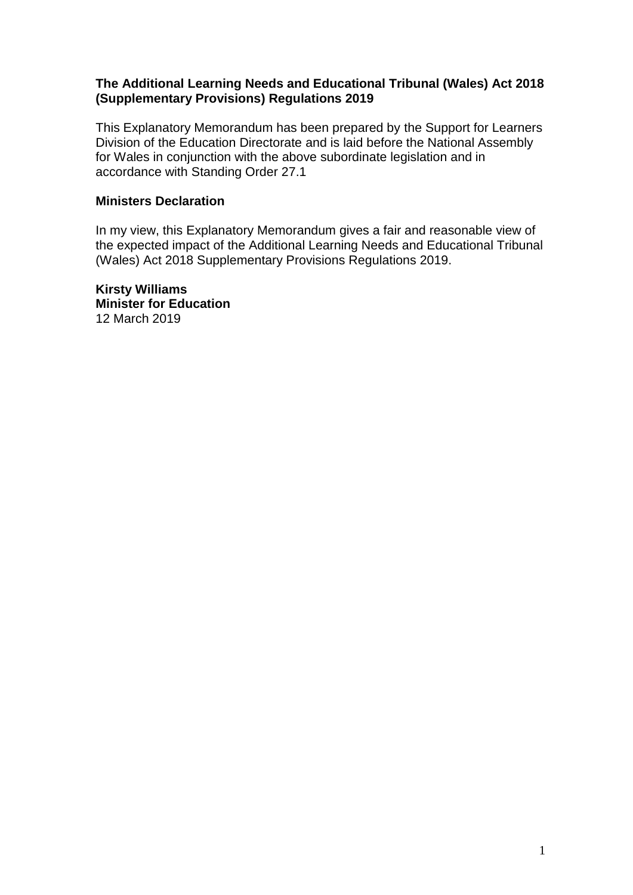**The Additional Learning Needs and Educational Tribunal (Wales) Act 2018 (Supplementary Provisions) Regulations 2019**

This Explanatory Memorandum has been prepared by the Support for Learners Division of the Education Directorate and is laid before the National Assembly for Wales in conjunction with the above subordinate legislation and in accordance with Standing Order 27.1

**Ministers Declaration**

In my view, this Explanatory Memorandum gives a fair and reasonable view of the expected impact of the Additional Learning Needs and Educational Tribunal (Wales) Act 2018 Supplementary Provisions Regulations 2019.

**Kirsty Williams**
**Minister for Education**
12 March 2019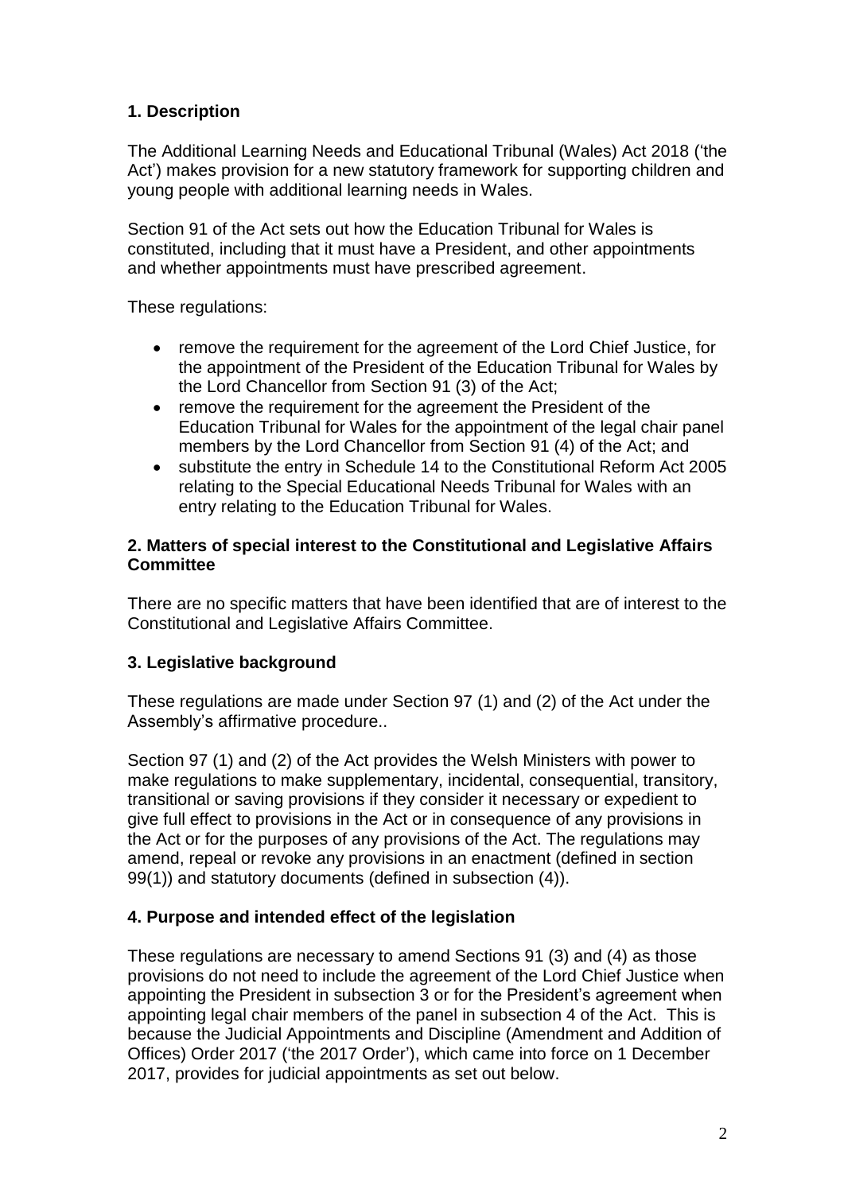## 1. Description

The Additional Learning Needs and Educational Tribunal (Wales) Act 2018 ('the Act') makes provision for a new statutory framework for supporting children and young people with additional learning needs in Wales.

Section 91 of the Act sets out how the Education Tribunal for Wales is constituted, including that it must have a President, and other appointments and whether appointments must have prescribed agreement.

These regulations:

- remove the requirement for the agreement of the Lord Chief Justice, for the appointment of the President of the Education Tribunal for Wales by the Lord Chancellor from Section 91 (3) of the Act;
- remove the requirement for the agreement the President of the Education Tribunal for Wales for the appointment of the legal chair panel members by the Lord Chancellor from Section 91 (4) of the Act; and
- substitute the entry in Schedule 14 to the Constitutional Reform Act 2005 relating to the Special Educational Needs Tribunal for Wales with an entry relating to the Education Tribunal for Wales.

## 2. Matters of special interest to the Constitutional and Legislative Affairs Committee

There are no specific matters that have been identified that are of interest to the Constitutional and Legislative Affairs Committee.

## 3. Legislative background

These regulations are made under Section 97 (1) and (2) of the Act under the Assembly's affirmative procedure..

Section 97 (1) and (2) of the Act provides the Welsh Ministers with power to make regulations to make supplementary, incidental, consequential, transitory, transitional or saving provisions if they consider it necessary or expedient to give full effect to provisions in the Act or in consequence of any provisions in the Act or for the purposes of any provisions of the Act. The regulations may amend, repeal or revoke any provisions in an enactment (defined in section 99(1)) and statutory documents (defined in subsection (4)).

## 4. Purpose and intended effect of the legislation

These regulations are necessary to amend Sections 91 (3) and (4) as those provisions do not need to include the agreement of the Lord Chief Justice when appointing the President in subsection 3 or for the President's agreement when appointing legal chair members of the panel in subsection 4 of the Act. This is because the Judicial Appointments and Discipline (Amendment and Addition of Offices) Order 2017 ('the 2017 Order'), which came into force on 1 December 2017, provides for judicial appointments as set out below.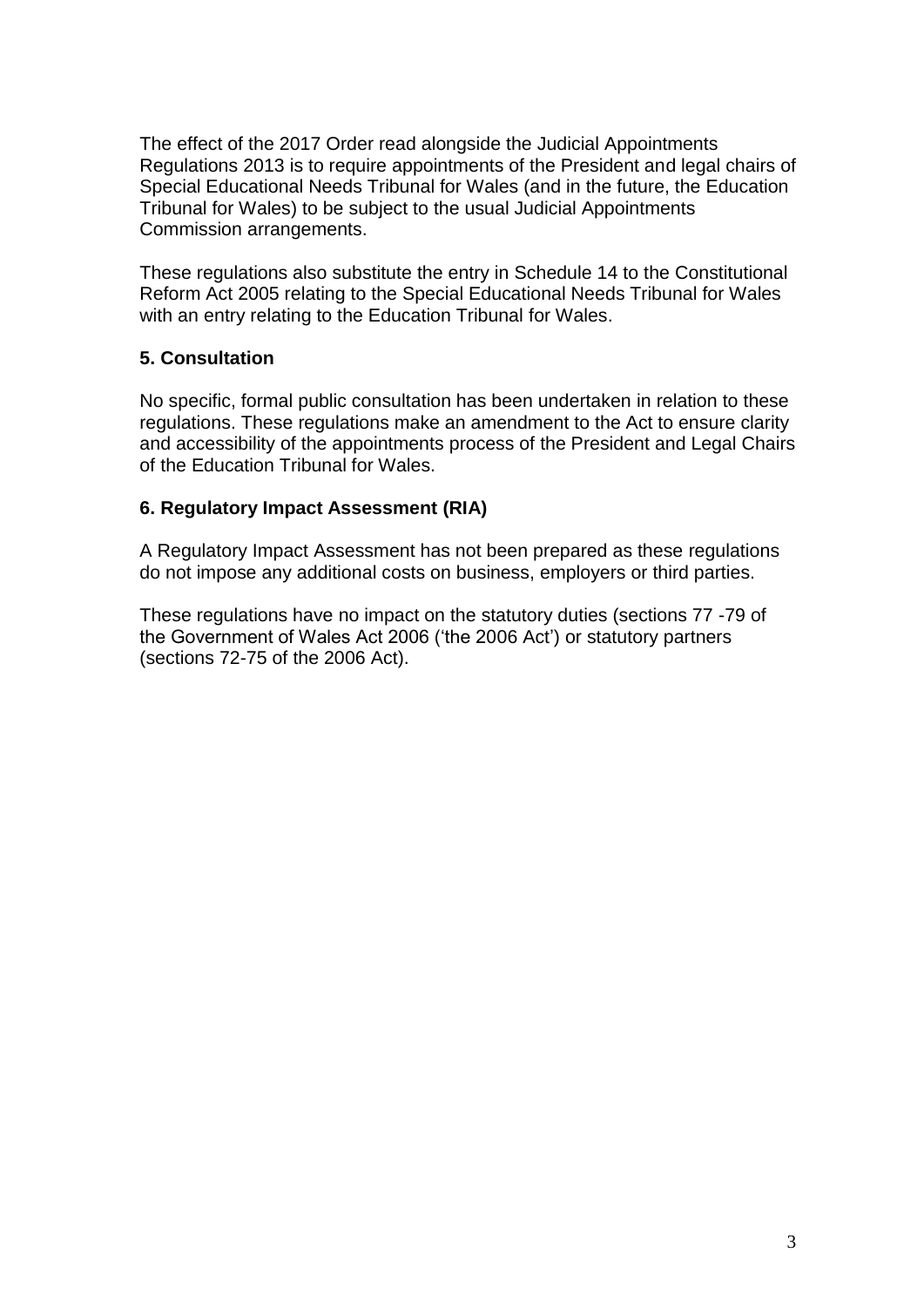The effect of the 2017 Order read alongside the Judicial Appointments Regulations 2013 is to require appointments of the President and legal chairs of Special Educational Needs Tribunal for Wales (and in the future, the Education Tribunal for Wales) to be subject to the usual Judicial Appointments Commission arrangements.

These regulations also substitute the entry in Schedule 14 to the Constitutional Reform Act 2005 relating to the Special Educational Needs Tribunal for Wales with an entry relating to the Education Tribunal for Wales.

## 5. Consultation

No specific, formal public consultation has been undertaken in relation to these regulations. These regulations make an amendment to the Act to ensure clarity and accessibility of the appointments process of the President and Legal Chairs of the Education Tribunal for Wales.

## 6. Regulatory Impact Assessment (RIA)

A Regulatory Impact Assessment has not been prepared as these regulations do not impose any additional costs on business, employers or third parties.

These regulations have no impact on the statutory duties (sections 77 -79 of the Government of Wales Act 2006 ('the 2006 Act') or statutory partners (sections 72-75 of the 2006 Act).